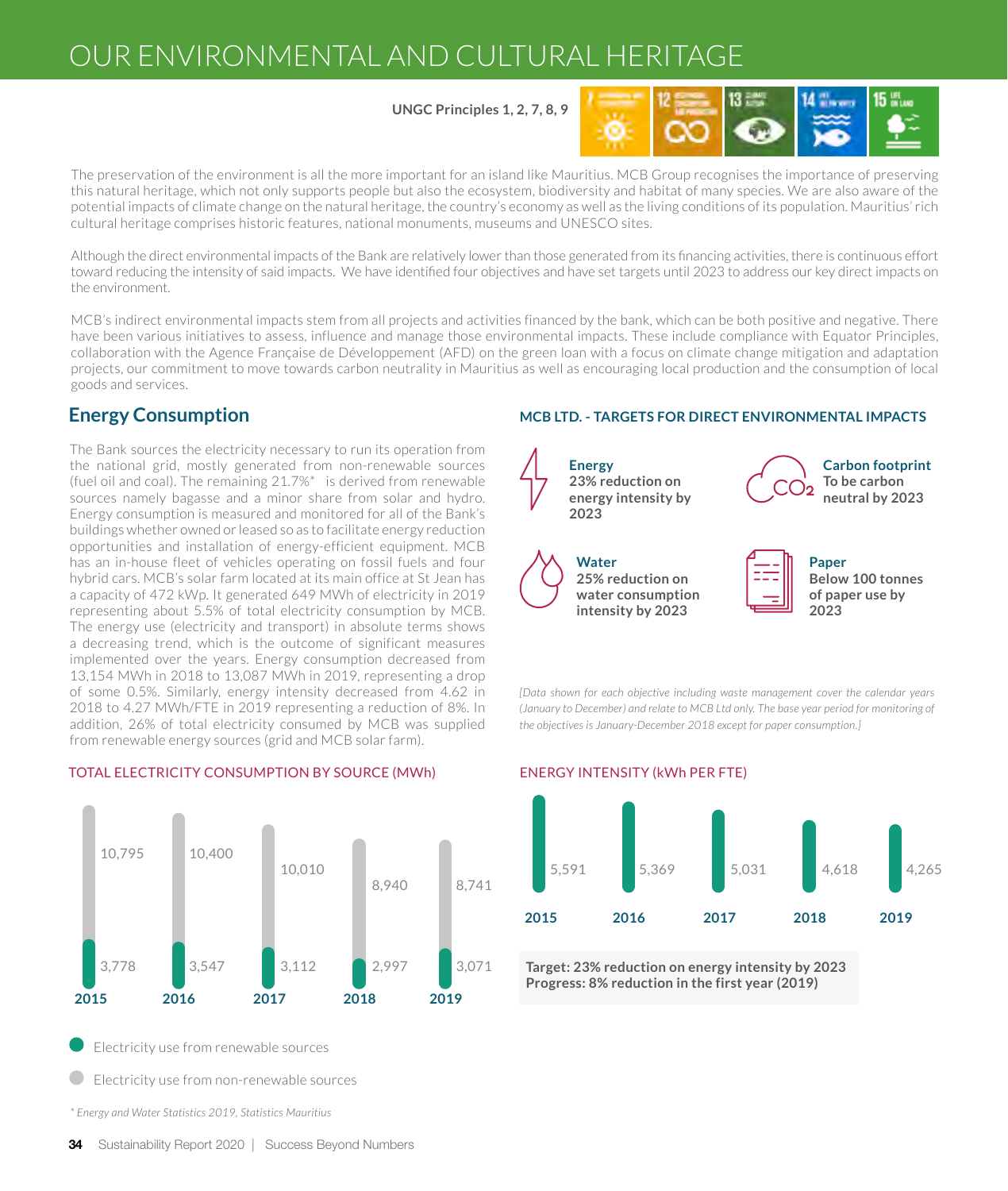# OUR ENVIRONMENTAL AND CULTURAL HERITAGE

**UNGC Principles 1, 2, 7, 8, 9**

The preservation of the environment is all the more important for an island like Mauritius. MCB Group recognises the importance of preserving this natural heritage, which not only supports people but also the ecosystem, biodiversity and habitat of many species. We are also aware of the potential impacts of climate change on the natural heritage, the country's economy as well as the living conditions of its population. Mauritius' rich cultural heritage comprises historic features, national monuments, museums and UNESCO sites.

Although the direct environmental impacts of the Bank are relatively lower than those generated from its financing activities, there is continuous effort toward reducing the intensity of said impacts. We have identified four objectives and have set targets until 2023 to address our key direct impacts on the environment.

MCB's indirect environmental impacts stem from all projects and activities financed by the bank, which can be both positive and negative. There have been various initiatives to assess, influence and manage those environmental impacts. These include compliance with Equator Principles, collaboration with the Agence Française de Développement (AFD) on the green loan with a focus on climate change mitigation and adaptation projects, our commitment to move towards carbon neutrality in Mauritius as well as encouraging local production and the consumption of local goods and services.

## Energy Consumption

The Bank sources the electricity necessary to run its operation from the national grid, mostly generated from non-renewable sources (fuel oil and coal). The remaining 21.7%* is derived from renewable sources namely bagasse and a minor share from solar and hydro. Energy consumption is measured and monitored for all of the Bank's buildings whether owned or leased so as to facilitate energy reduction opportunities and installation of energy-efficient equipment. MCB has an in-house fleet of vehicles operating on fossil fuels and four hybrid cars. MCB's solar farm located at its main office at St Jean has a capacity of 472 kWp. It generated 649 MWh of electricity in 2019 representing about 5.5% of total electricity consumption by MCB. The energy use (electricity and transport) in absolute terms shows a decreasing trend, which is the outcome of significant measures implemented over the years. Energy consumption decreased from 13,154 MWh in 2018 to 13,087 MWh in 2019, representing a drop of some 0.5%. Similarly, energy intensity decreased from 4.62 in 2018 to 4.27 MWh/FTE in 2019 representing a reduction of 8%. In addition, 26% of total electricity consumed by MCB was supplied from renewable energy sources (grid and MCB solar farm).

### MCB LTD. - TARGETS FOR DIRECT ENVIRONMENTAL IMPACTS

**Energy**
**23% reduction on energy intensity by 2023**

**Carbon footprint**
**To be carbon neutral by 2023**

**Water**
**25% reduction on water consumption intensity by 2023**

**Paper**
**Below 100 tonnes of paper use by 2023**

*[Data shown for each objective including waste management cover the calendar years (January to December) and relate to MCB Ltd only. The base year period for monitoring of the objectives is January-December 2018 except for paper consumption.]*

### TOTAL ELECTRICITY CONSUMPTION BY SOURCE (MWh)

| Year | Electricity use from renewable sources | Electricity use from non-renewable sources |
|---|---|---|
| 2015 | 3,778 | 10,795 |
| 2016 | 3,547 | 10,400 |
| 2017 | 3,112 | 10,010 |
| 2018 | 2,997 | 8,940 |
| 2019 | 3,071 | 8,741 |

### ENERGY INTENSITY (kWh PER FTE)

| 2015 | 2016 | 2017 | 2018 | 2019 |
|---|---|---|---|---|
| 5,591 | 5,369 | 5,031 | 4,618 | 4,265 |

**Target: 23% reduction on energy intensity by 2023**
**Progress: 8% reduction in the first year (2019)**

*\* Energy and Water Statistics 2019, Statistics Mauritius*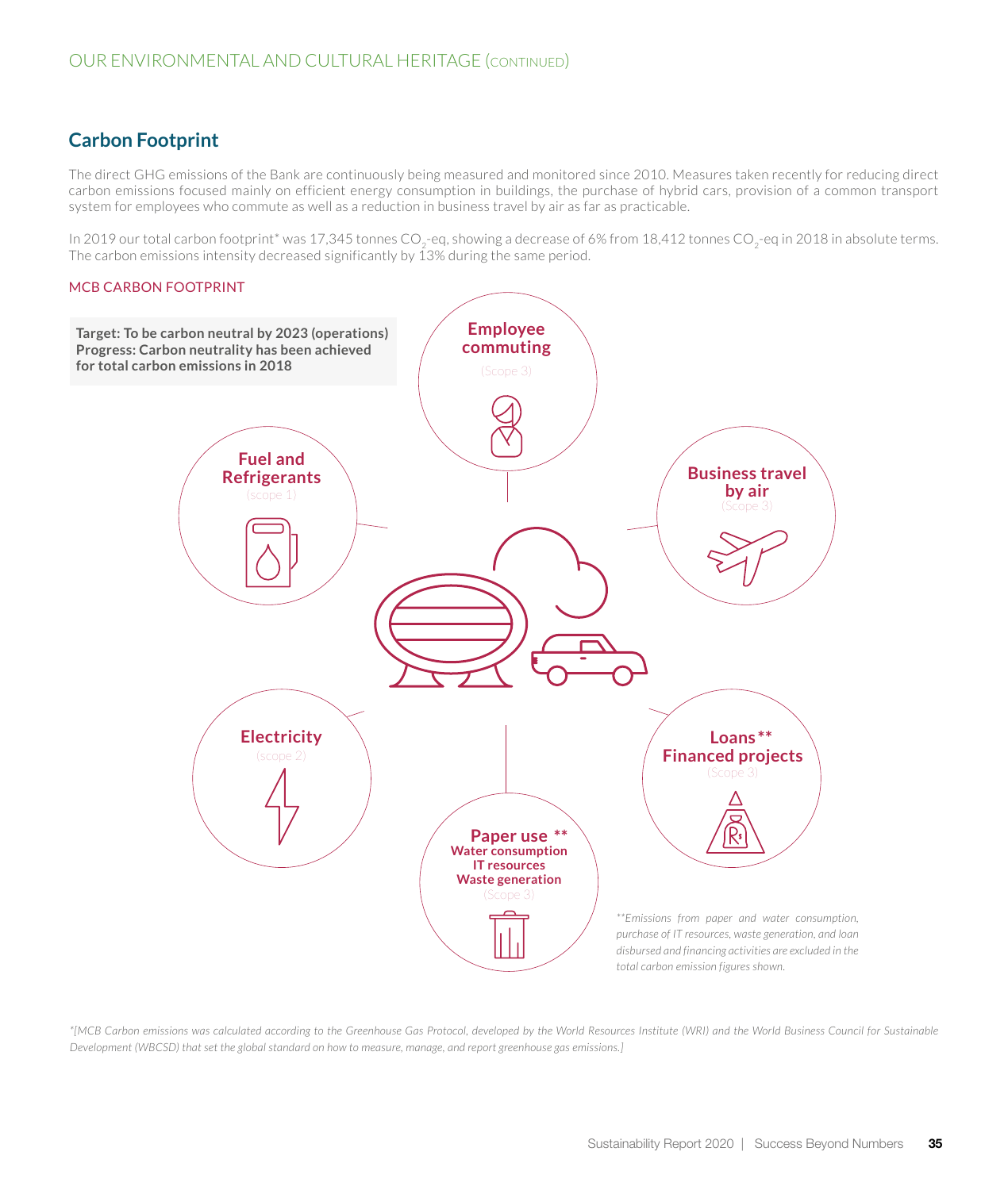## Carbon Footprint

The direct GHG emissions of the Bank are continuously being measured and monitored since 2010. Measures taken recently for reducing direct carbon emissions focused mainly on efficient energy consumption in buildings, the purchase of hybrid cars, provision of a common transport system for employees who commute as well as a reduction in business travel by air as far as practicable.

In 2019 our total carbon footprint* was 17,345 tonnes $CO_2$-eq, showing a decrease of 6% from 18,412 tonnes $CO_2$-eq in 2018 in absolute terms. The carbon emissions intensity decreased significantly by 13% during the same period.

MCB CARBON FOOTPRINT

**Target: To be carbon neutral by 2023 (operations)**
**Progress: Carbon neutrality has been achieved for total carbon emissions in 2018**

**Employee commuting**
(Scope 3)

**Fuel and Refrigerants**
(scope 1)

**Business travel by air**
(Scope 3)

**Electricity**
(scope 2)

**Loans** ** **Financed projects**
(Scope 3)

**Paper use** **
**Water consumption**
**IT resources**
**Waste generation**
(Scope 3)

*\*\*Emissions from paper and water consumption, purchase of IT resources, waste generation, and loan disbursed and financing activities are excluded in the total carbon emission figures shown.*

*\*[MCB Carbon emissions was calculated according to the Greenhouse Gas Protocol, developed by the World Resources Institute (WRI) and the World Business Council for Sustainable Development (WBCSD) that set the global standard on how to measure, manage, and report greenhouse gas emissions.]*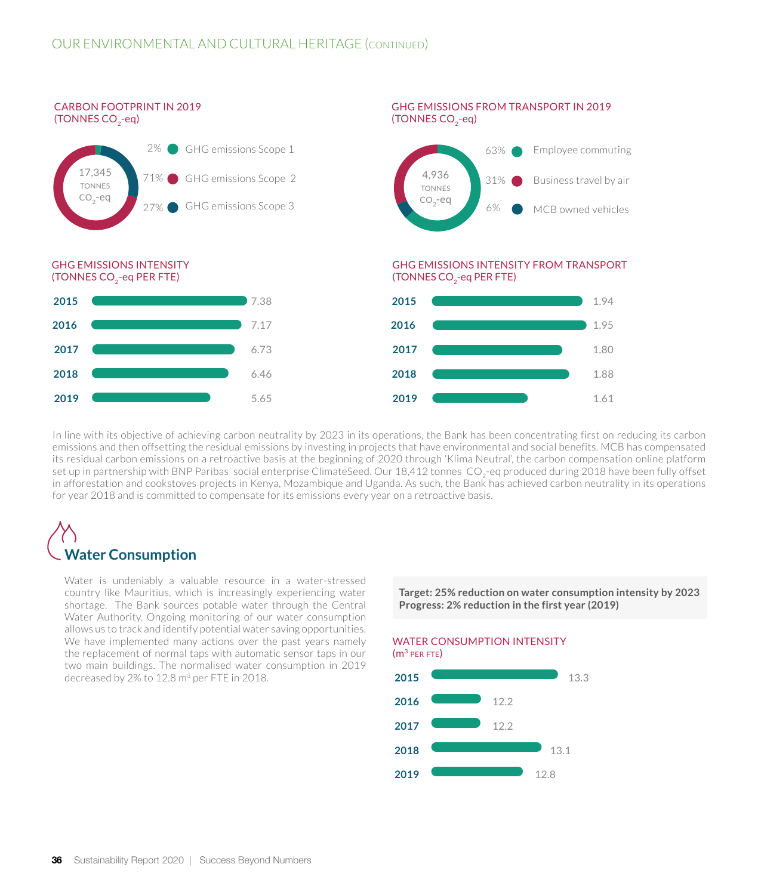## OUR ENVIRONMENTAL AND CULTURAL HERITAGE (CONTINUED)

### CARBON FOOTPRINT IN 2019 (TONNES $CO_2$-eq)

17,345 TONNES $CO_2$-eq

| Share | Category |
|---|---|
| 2% | GHG emissions Scope 1 |
| 71% | GHG emissions Scope 2 |
| 27% | GHG emissions Scope 3 |

### GHG EMISSIONS FROM TRANSPORT IN 2019 (TONNES $CO_2$-eq)

4,936 TONNES $CO_2$-eq

| Share | Category |
|---|---|
| 63% | Employee commuting |
| 31% | Business travel by air |
| 6% | MCB owned vehicles |

### GHG EMISSIONS INTENSITY (TONNES $CO_2$-eq PER FTE)

| Year | Value |
|---|---|
| 2015 | 7.38 |
| 2016 | 7.17 |
| 2017 | 6.73 |
| 2018 | 6.46 |
| 2019 | 5.65 |

### GHG EMISSIONS INTENSITY FROM TRANSPORT (TONNES $CO_2$-eq PER FTE)

| Year | Value |
|---|---|
| 2015 | 1.94 |
| 2016 | 1.95 |
| 2017 | 1.80 |
| 2018 | 1.88 |
| 2019 | 1.61 |

In line with its objective of achieving carbon neutrality by 2023 in its operations, the Bank has been concentrating first on reducing its carbon emissions and then offsetting the residual emissions by investing in projects that have environmental and social benefits. MCB has compensated its residual carbon emissions on a retroactive basis at the beginning of 2020 through 'Klima Neutral', the carbon compensation online platform set up in partnership with BNP Paribas' social enterprise ClimateSeed. Our 18,412 tonnes $CO_2$-eq produced during 2018 have been fully offset in afforestation and cookstoves projects in Kenya, Mozambique and Uganda. As such, the Bank has achieved carbon neutrality in its operations for year 2018 and is committed to compensate for its emissions every year on a retroactive basis.

## Water Consumption

Water is undeniably a valuable resource in a water-stressed country like Mauritius, which is increasingly experiencing water shortage. The Bank sources potable water through the Central Water Authority. Ongoing monitoring of our water consumption allows us to track and identify potential water saving opportunities. We have implemented many actions over the past years namely the replacement of normal taps with automatic sensor taps in our two main buildings. The normalised water consumption in 2019 decreased by 2% to 12.8 $m^3$ per FTE in 2018.

**Target: 25% reduction on water consumption intensity by 2023**
**Progress: 2% reduction in the first year (2019)**

### WATER CONSUMPTION INTENSITY ($m^3$ PER FTE)

| Year | Value |
|---|---|
| 2015 | 13.3 |
| 2016 | 12.2 |
| 2017 | 12.2 |
| 2018 | 13.1 |
| 2019 | 12.8 |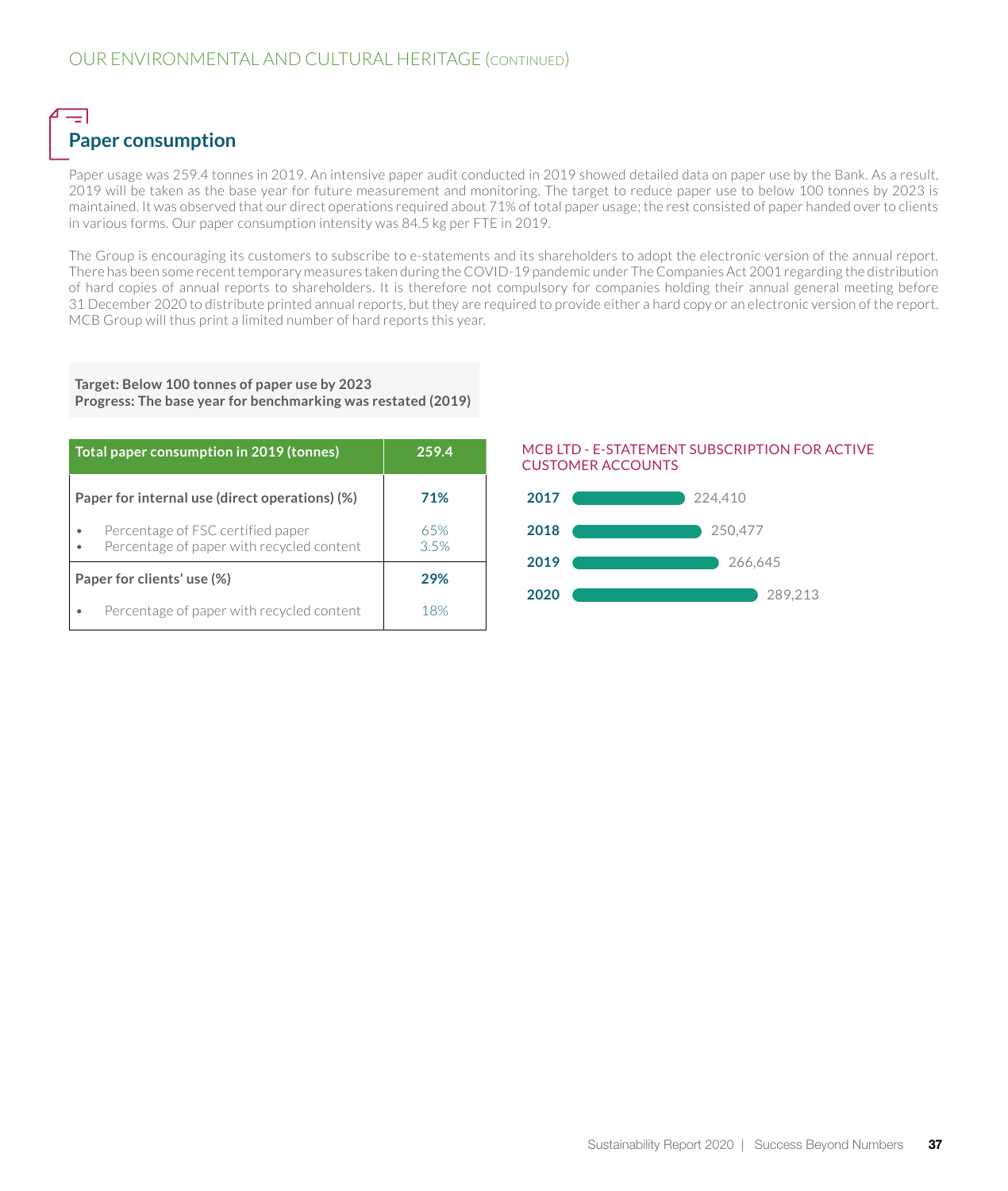## Paper consumption

Paper usage was 259.4 tonnes in 2019. An intensive paper audit conducted in 2019 showed detailed data on paper use by the Bank. As a result, 2019 will be taken as the base year for future measurement and monitoring. The target to reduce paper use to below 100 tonnes by 2023 is maintained. It was observed that our direct operations required about 71% of total paper usage; the rest consisted of paper handed over to clients in various forms. Our paper consumption intensity was 84.5 kg per FTE in 2019.

The Group is encouraging its customers to subscribe to e-statements and its shareholders to adopt the electronic version of the annual report. There has been some recent temporary measures taken during the COVID-19 pandemic under The Companies Act 2001 regarding the distribution of hard copies of annual reports to shareholders. It is therefore not compulsory for companies holding their annual general meeting before 31 December 2020 to distribute printed annual reports, but they are required to provide either a hard copy or an electronic version of the report. MCB Group will thus print a limited number of hard reports this year.

**Target: Below 100 tonnes of paper use by 2023**
**Progress: The base year for benchmarking was restated (2019)**

| Total paper consumption in 2019 (tonnes) | 259.4 |
|---|---|
| **Paper for internal use (direct operations) (%)** | **71%** |
| • Percentage of FSC certified paper | 65% |
| • Percentage of paper with recycled content | 3.5% |
| **Paper for clients' use (%)** | **29%** |
| • Percentage of paper with recycled content | 18% |

MCB LTD - E-STATEMENT SUBSCRIPTION FOR ACTIVE CUSTOMER ACCOUNTS

| Year | Subscriptions |
|---|---|
| 2017 | 224,410 |
| 2018 | 250,477 |
| 2019 | 266,645 |
| 2020 | 289,213 |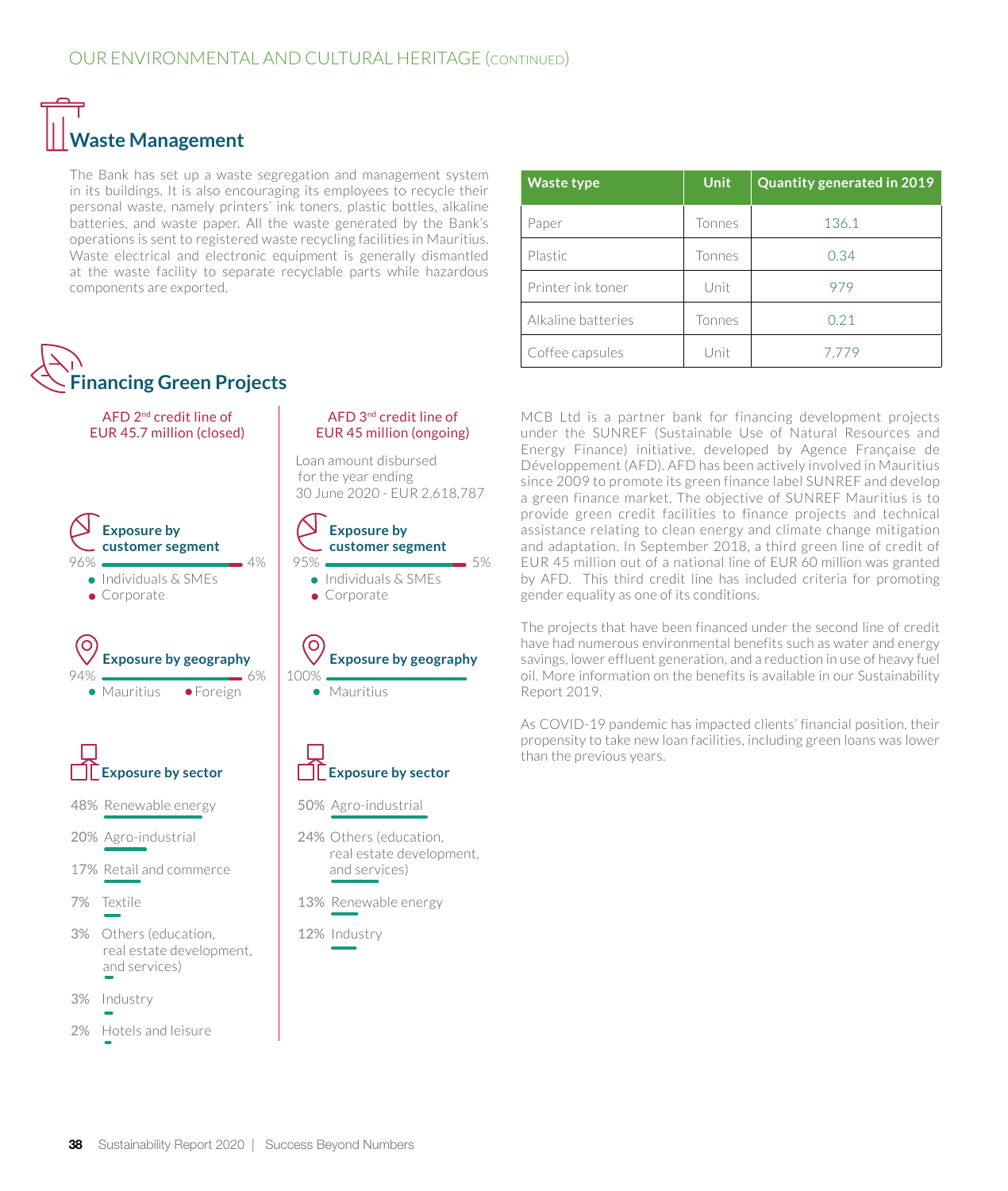## Waste Management

The Bank has set up a waste segregation and management system in its buildings. It is also encouraging its employees to recycle their personal waste, namely printers' ink toners, plastic bottles, alkaline batteries, and waste paper. All the waste generated by the Bank's operations is sent to registered waste recycling facilities in Mauritius. Waste electrical and electronic equipment is generally dismantled at the waste facility to separate recyclable parts while hazardous components are exported.

| Waste type | Unit | Quantity generated in 2019 |
|---|---|---|
| Paper | Tonnes | 136.1 |
| Plastic | Tonnes | 0.34 |
| Printer ink toner | Unit | 979 |
| Alkaline batteries | Tonnes | 0.21 |
| Coffee capsules | Unit | 7,779 |

## Financing Green Projects

### AFD 2nd credit line of EUR 45.7 million (closed)

**Exposure by customer segment**

96% – 4%

- Individuals & SMEs
- Corporate

**Exposure by geography**

94% – 6%

- Mauritius
- Foreign

**Exposure by sector**

- 48% Renewable energy
- 20% Agro-industrial
- 17% Retail and commerce
- 7% Textile
- 3% Others (education, real estate development, and services)
- 3% Industry
- 2% Hotels and leisure

### AFD 3rd credit line of EUR 45 million (ongoing)

Loan amount disbursed for the year ending 30 June 2020 - EUR 2,618,787

**Exposure by customer segment**

95% – 5%

- Individuals & SMEs
- Corporate

**Exposure by geography**

100%

- Mauritius

**Exposure by sector**

- 50% Agro-industrial
- 24% Others (education, real estate development, and services)
- 13% Renewable energy
- 12% Industry

MCB Ltd is a partner bank for financing development projects under the SUNREF (Sustainable Use of Natural Resources and Energy Finance) initiative, developed by Agence Française de Développement (AFD). AFD has been actively involved in Mauritius since 2009 to promote its green finance label SUNREF and develop a green finance market. The objective of SUNREF Mauritius is to provide green credit facilities to finance projects and technical assistance relating to clean energy and climate change mitigation and adaptation. In September 2018, a third green line of credit of EUR 45 million out of a national line of EUR 60 million was granted by AFD. This third credit line has included criteria for promoting gender equality as one of its conditions.

The projects that have been financed under the second line of credit have had numerous environmental benefits such as water and energy savings, lower effluent generation, and a reduction in use of heavy fuel oil. More information on the benefits is available in our Sustainability Report 2019.

As COVID-19 pandemic has impacted clients' financial position, their propensity to take new loan facilities, including green loans was lower than the previous years.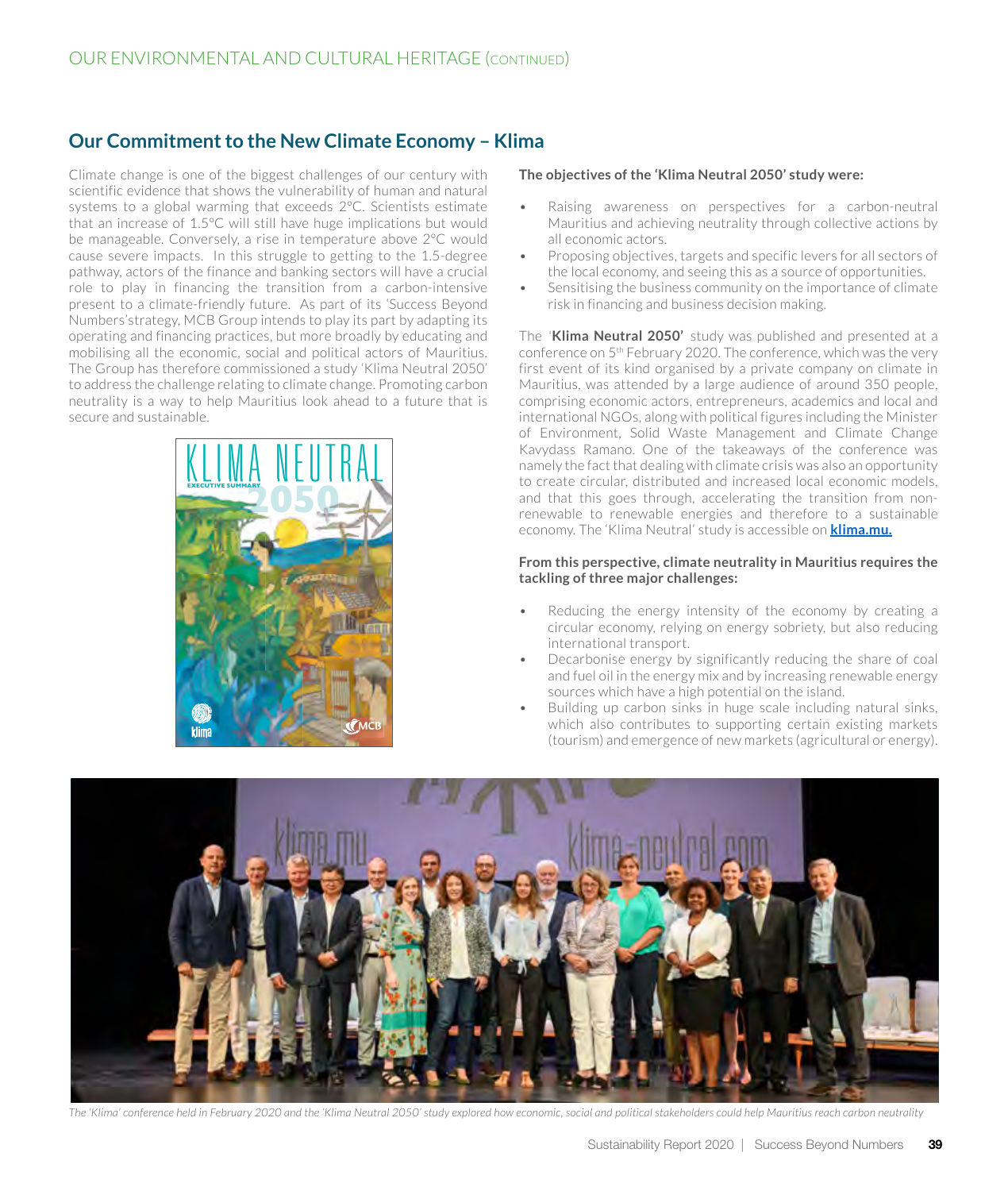## Our Commitment to the New Climate Economy – Klima

Climate change is one of the biggest challenges of our century with scientific evidence that shows the vulnerability of human and natural systems to a global warming that exceeds 2°C. Scientists estimate that an increase of 1.5°C will still have huge implications but would be manageable. Conversely, a rise in temperature above 2°C would cause severe impacts. In this struggle to getting to the 1.5-degree pathway, actors of the finance and banking sectors will have a crucial role to play in financing the transition from a carbon-intensive present to a climate-friendly future. As part of its 'Success Beyond Numbers'strategy, MCB Group intends to play its part by adapting its operating and financing practices, but more broadly by educating and mobilising all the economic, social and political actors of Mauritius. The Group has therefore commissioned a study 'Klima Neutral 2050' to address the challenge relating to climate change. Promoting carbon neutrality is a way to help Mauritius look ahead to a future that is secure and sustainable.

**The objectives of the 'Klima Neutral 2050' study were:**

- Raising awareness on perspectives for a carbon-neutral Mauritius and achieving neutrality through collective actions by all economic actors.
- Proposing objectives, targets and specific levers for all sectors of the local economy, and seeing this as a source of opportunities.
- Sensitising the business community on the importance of climate risk in financing and business decision making.

The '**Klima Neutral 2050'** study was published and presented at a conference on 5th February 2020. The conference, which was the very first event of its kind organised by a private company on climate in Mauritius, was attended by a large audience of around 350 people, comprising economic actors, entrepreneurs, academics and local and international NGOs, along with political figures including the Minister of Environment, Solid Waste Management and Climate Change Kavydass Ramano. One of the takeaways of the conference was namely the fact that dealing with climate crisis was also an opportunity to create circular, distributed and increased local economic models, and that this goes through, accelerating the transition from non-renewable to renewable energies and therefore to a sustainable economy. The 'Klima Neutral' study is accessible on **klima.mu.**

**From this perspective, climate neutrality in Mauritius requires the tackling of three major challenges:**

- Reducing the energy intensity of the economy by creating a circular economy, relying on energy sobriety, but also reducing international transport.
- Decarbonise energy by significantly reducing the share of coal and fuel oil in the energy mix and by increasing renewable energy sources which have a high potential on the island.
- Building up carbon sinks in huge scale including natural sinks, which also contributes to supporting certain existing markets (tourism) and emergence of new markets (agricultural or energy).

*The 'Klima' conference held in February 2020 and the 'Klima Neutral 2050' study explored how economic, social and political stakeholders could help Mauritius reach carbon neutrality*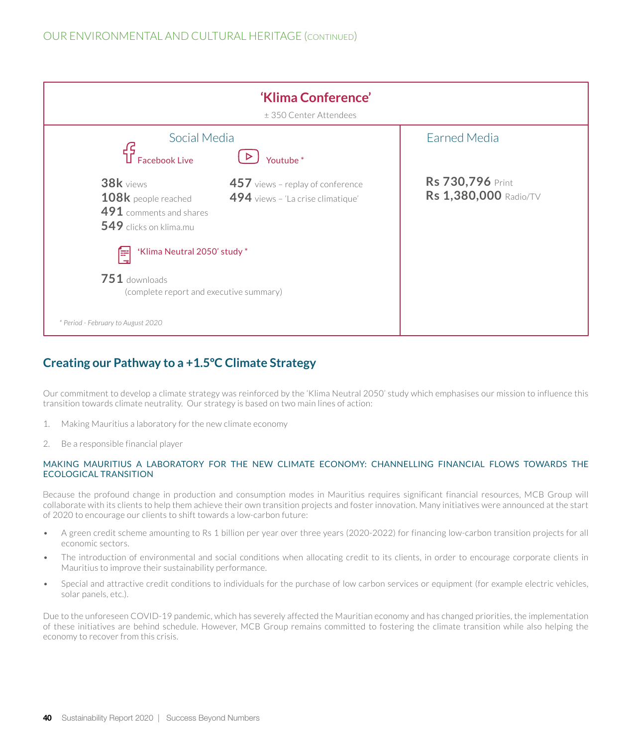## 'Klima Conference'

± 350 Center Attendees

### Social Media

**Facebook Live**

**38k** views
**108k** people reached
**491** comments and shares
**549** clicks on klima.mu

**Youtube ***

**457** views – replay of conference
**494** views – 'La crise climatique'

**'Klima Neutral 2050' study ***

**751** downloads
(complete report and executive summary)

*\* Period - February to August 2020*

### Earned Media

**Rs 730,796** Print
**Rs 1,380,000** Radio/TV

## Creating our Pathway to a +1.5ºC Climate Strategy

Our commitment to develop a climate strategy was reinforced by the 'Klima Neutral 2050' study which emphasises our mission to influence this transition towards climate neutrality. Our strategy is based on two main lines of action:

1. Making Mauritius a laboratory for the new climate economy
2. Be a responsible financial player

### MAKING MAURITIUS A LABORATORY FOR THE NEW CLIMATE ECONOMY: CHANNELLING FINANCIAL FLOWS TOWARDS THE ECOLOGICAL TRANSITION

Because the profound change in production and consumption modes in Mauritius requires significant financial resources, MCB Group will collaborate with its clients to help them achieve their own transition projects and foster innovation. Many initiatives were announced at the start of 2020 to encourage our clients to shift towards a low-carbon future:

- A green credit scheme amounting to Rs 1 billion per year over three years (2020-2022) for financing low-carbon transition projects for all economic sectors.
- The introduction of environmental and social conditions when allocating credit to its clients, in order to encourage corporate clients in Mauritius to improve their sustainability performance.
- Special and attractive credit conditions to individuals for the purchase of low carbon services or equipment (for example electric vehicles, solar panels, etc.).

Due to the unforeseen COVID-19 pandemic, which has severely affected the Mauritian economy and has changed priorities, the implementation of these initiatives are behind schedule. However, MCB Group remains committed to fostering the climate transition while also helping the economy to recover from this crisis.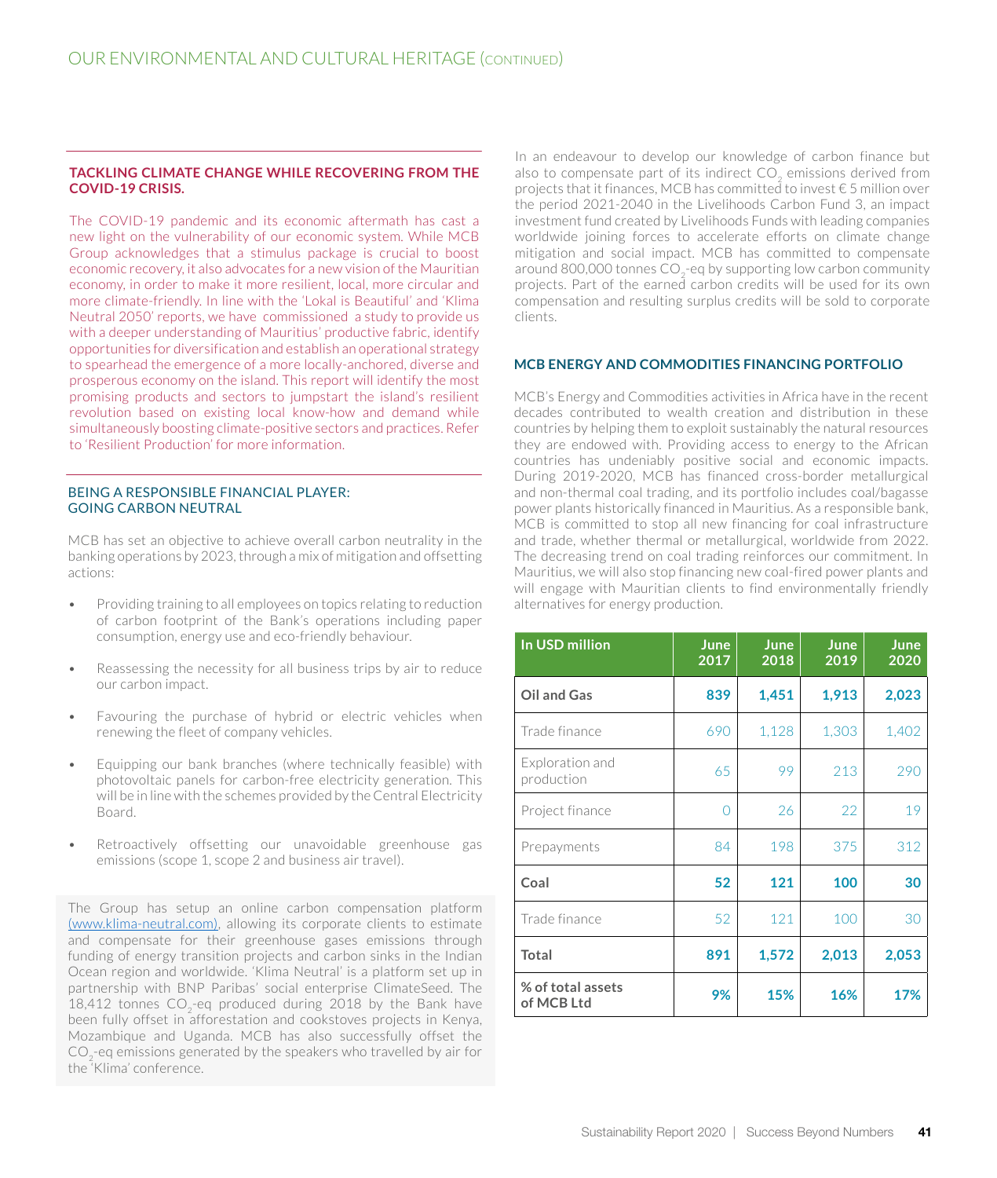## TACKLING CLIMATE CHANGE WHILE RECOVERING FROM THE COVID-19 CRISIS.

The COVID-19 pandemic and its economic aftermath has cast a new light on the vulnerability of our economic system. While MCB Group acknowledges that a stimulus package is crucial to boost economic recovery, it also advocates for a new vision of the Mauritian economy, in order to make it more resilient, local, more circular and more climate-friendly. In line with the 'Lokal is Beautiful' and 'Klima Neutral 2050' reports, we have commissioned a study to provide us with a deeper understanding of Mauritius' productive fabric, identify opportunities for diversification and establish an operational strategy to spearhead the emergence of a more locally-anchored, diverse and prosperous economy on the island. This report will identify the most promising products and sectors to jumpstart the island's resilient revolution based on existing local know-how and demand while simultaneously boosting climate-positive sectors and practices. Refer to 'Resilient Production' for more information.

## BEING A RESPONSIBLE FINANCIAL PLAYER: GOING CARBON NEUTRAL

MCB has set an objective to achieve overall carbon neutrality in the banking operations by 2023, through a mix of mitigation and offsetting actions:

- Providing training to all employees on topics relating to reduction of carbon footprint of the Bank's operations including paper consumption, energy use and eco-friendly behaviour.
- Reassessing the necessity for all business trips by air to reduce our carbon impact.
- Favouring the purchase of hybrid or electric vehicles when renewing the fleet of company vehicles.
- Equipping our bank branches (where technically feasible) with photovoltaic panels for carbon-free electricity generation. This will be in line with the schemes provided by the Central Electricity Board.
- Retroactively offsetting our unavoidable greenhouse gas emissions (scope 1, scope 2 and business air travel).

The Group has setup an online carbon compensation platform (www.klima-neutral.com), allowing its corporate clients to estimate and compensate for their greenhouse gases emissions through funding of energy transition projects and carbon sinks in the Indian Ocean region and worldwide. 'Klima Neutral' is a platform set up in partnership with BNP Paribas' social enterprise ClimateSeed. The 18,412 tonnes $CO_2$-eq produced during 2018 by the Bank have been fully offset in afforestation and cookstoves projects in Kenya, Mozambique and Uganda. MCB has also successfully offset the $CO_2$-eq emissions generated by the speakers who travelled by air for the 'Klima' conference.

In an endeavour to develop our knowledge of carbon finance but also to compensate part of its indirect $CO_2$ emissions derived from projects that it finances, MCB has committed to invest € 5 million over the period 2021-2040 in the Livelihoods Carbon Fund 3, an impact investment fund created by Livelihoods Funds with leading companies worldwide joining forces to accelerate efforts on climate change mitigation and social impact. MCB has committed to compensate around 800,000 tonnes $CO_2$-eq by supporting low carbon community projects. Part of the earned carbon credits will be used for its own compensation and resulting surplus credits will be sold to corporate clients.

## MCB ENERGY AND COMMODITIES FINANCING PORTFOLIO

MCB's Energy and Commodities activities in Africa have in the recent decades contributed to wealth creation and distribution in these countries by helping them to exploit sustainably the natural resources they are endowed with. Providing access to energy to the African countries has undeniably positive social and economic impacts. During 2019-2020, MCB has financed cross-border metallurgical and non-thermal coal trading, and its portfolio includes coal/bagasse power plants historically financed in Mauritius. As a responsible bank, MCB is committed to stop all new financing for coal infrastructure and trade, whether thermal or metallurgical, worldwide from 2022. The decreasing trend on coal trading reinforces our commitment. In Mauritius, we will also stop financing new coal-fired power plants and will engage with Mauritian clients to find environmentally friendly alternatives for energy production.

| In USD million | June 2017 | June 2018 | June 2019 | June 2020 |
|---|---|---|---|---|
| **Oil and Gas** | **839** | **1,451** | **1,913** | **2,023** |
| Trade finance | 690 | 1,128 | 1,303 | 1,402 |
| Exploration and production | 65 | 99 | 213 | 290 |
| Project finance | 0 | 26 | 22 | 19 |
| Prepayments | 84 | 198 | 375 | 312 |
| **Coal** | **52** | **121** | **100** | **30** |
| Trade finance | 52 | 121 | 100 | 30 |
| **Total** | **891** | **1,572** | **2,013** | **2,053** |
| **% of total assets of MCB Ltd** | **9%** | **15%** | **16%** | **17%** |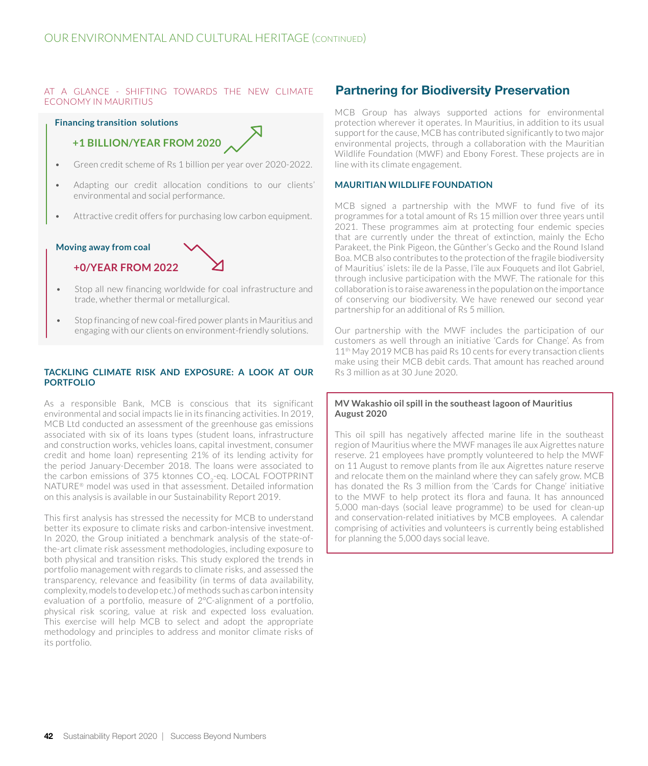## OUR ENVIRONMENTAL AND CULTURAL HERITAGE (CONTINUED)

AT A GLANCE - SHIFTING TOWARDS THE NEW CLIMATE ECONOMY IN MAURITIUS

**Financing transition solutions**

**+1 BILLION/YEAR FROM 2020**

- Green credit scheme of Rs 1 billion per year over 2020-2022.
- Adapting our credit allocation conditions to our clients' environmental and social performance.
- Attractive credit offers for purchasing low carbon equipment.

**Moving away from coal**

**+0/YEAR FROM 2022**

- Stop all new financing worldwide for coal infrastructure and trade, whether thermal or metallurgical.
- Stop financing of new coal-fired power plants in Mauritius and engaging with our clients on environment-friendly solutions.

### TACKLING CLIMATE RISK AND EXPOSURE: A LOOK AT OUR PORTFOLIO

As a responsible Bank, MCB is conscious that its significant environmental and social impacts lie in its financing activities. In 2019, MCB Ltd conducted an assessment of the greenhouse gas emissions associated with six of its loans types (student loans, infrastructure and construction works, vehicles loans, capital investment, consumer credit and home loan) representing 21% of its lending activity for the period January-December 2018. The loans were associated to the carbon emissions of 375 ktonnes $CO_2$-eq. LOCAL FOOTPRINT NATURE® model was used in that assessment. Detailed information on this analysis is available in our Sustainability Report 2019.

This first analysis has stressed the necessity for MCB to understand better its exposure to climate risks and carbon-intensive investment. In 2020, the Group initiated a benchmark analysis of the state-of-the-art climate risk assessment methodologies, including exposure to both physical and transition risks. This study explored the trends in portfolio management with regards to climate risks, and assessed the transparency, relevance and feasibility (in terms of data availability, complexity, models to develop etc.) of methods such as carbon intensity evaluation of a portfolio, measure of 2°C-alignment of a portfolio, physical risk scoring, value at risk and expected loss evaluation. This exercise will help MCB to select and adopt the appropriate methodology and principles to address and monitor climate risks of its portfolio.

## Partnering for Biodiversity Preservation

MCB Group has always supported actions for environmental protection wherever it operates. In Mauritius, in addition to its usual support for the cause, MCB has contributed significantly to two major environmental projects, through a collaboration with the Mauritian Wildlife Foundation (MWF) and Ebony Forest. These projects are in line with its climate engagement.

### MAURITIAN WILDLIFE FOUNDATION

MCB signed a partnership with the MWF to fund five of its programmes for a total amount of Rs 15 million over three years until 2021. These programmes aim at protecting four endemic species that are currently under the threat of extinction, mainly the Echo Parakeet, the Pink Pigeon, the Günther's Gecko and the Round Island Boa. MCB also contributes to the protection of the fragile biodiversity of Mauritius' islets: île de la Passe, l'île aux Fouquets and îlot Gabriel, through inclusive participation with the MWF. The rationale for this collaboration is to raise awareness in the population on the importance of conserving our biodiversity. We have renewed our second year partnership for an additional of Rs 5 million.

Our partnership with the MWF includes the participation of our customers as well through an initiative 'Cards for Change'. As from 11th May 2019 MCB has paid Rs 10 cents for every transaction clients make using their MCB debit cards. That amount has reached around Rs 3 million as at 30 June 2020.

**MV Wakashio oil spill in the southeast lagoon of Mauritius August 2020**

This oil spill has negatively affected marine life in the southeast region of Mauritius where the MWF manages île aux Aigrettes nature reserve. 21 employees have promptly volunteered to help the MWF on 11 August to remove plants from île aux Aigrettes nature reserve and relocate them on the mainland where they can safely grow. MCB has donated the Rs 3 million from the 'Cards for Change' initiative to the MWF to help protect its flora and fauna. It has announced 5,000 man-days (social leave programme) to be used for clean-up and conservation-related initiatives by MCB employees. A calendar comprising of activities and volunteers is currently being established for planning the 5,000 days social leave.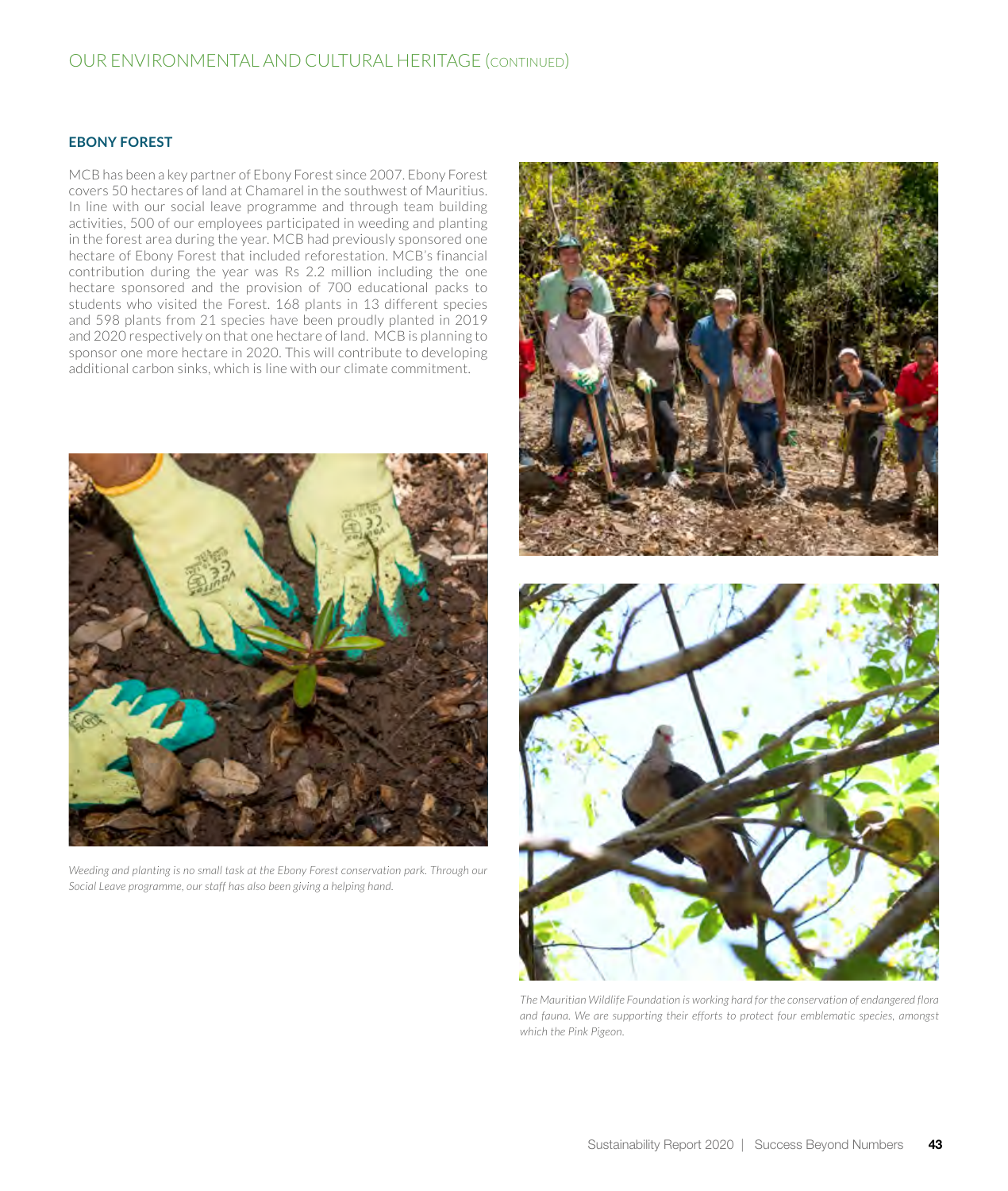## OUR ENVIRONMENTAL AND CULTURAL HERITAGE (CONTINUED)

### EBONY FOREST

MCB has been a key partner of Ebony Forest since 2007. Ebony Forest covers 50 hectares of land at Chamarel in the southwest of Mauritius. In line with our social leave programme and through team building activities, 500 of our employees participated in weeding and planting in the forest area during the year. MCB had previously sponsored one hectare of Ebony Forest that included reforestation. MCB's financial contribution during the year was Rs 2.2 million including the one hectare sponsored and the provision of 700 educational packs to students who visited the Forest. 168 plants in 13 different species and 598 plants from 21 species have been proudly planted in 2019 and 2020 respectively on that one hectare of land. MCB is planning to sponsor one more hectare in 2020. This will contribute to developing additional carbon sinks, which is line with our climate commitment.

*Weeding and planting is no small task at the Ebony Forest conservation park. Through our Social Leave programme, our staff has also been giving a helping hand.*

*The Mauritian Wildlife Foundation is working hard for the conservation of endangered flora and fauna. We are supporting their efforts to protect four emblematic species, amongst which the Pink Pigeon.*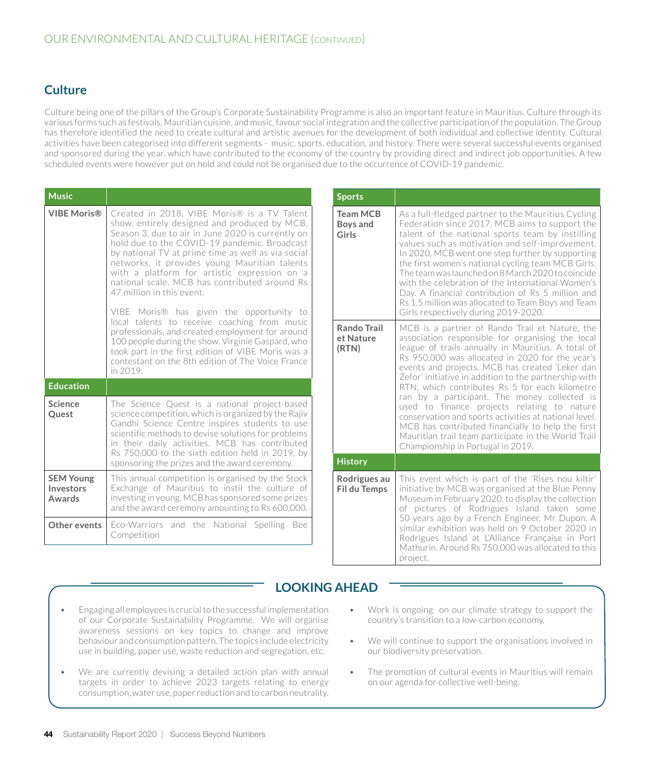## Culture

Culture being one of the pillars of the Group's Corporate Sustainability Programme is also an important feature in Mauritius. Culture through its various forms such as festivals, Mauritian cuisine, and music, favour social integration and the collective participation of the population. The Group has therefore identified the need to create cultural and artistic avenues for the development of both individual and collective identity. Cultural activities have been categorised into different segments - music, sports, education, and history. There were several successful events organised and sponsored during the year, which have contributed to the economy of the country by providing direct and indirect job opportunities. A few scheduled events were however put on hold and could not be organised due to the occurrence of COVID-19 pandemic.

| Music | |
|---|---|
| **VIBE Moris®** | Created in 2018, VIBE Moris® is a TV Talent show, entirely designed and produced by MCB. Season 3, due to air in June 2020 is currently on hold due to the COVID-19 pandemic. Broadcast by national TV at prime time as well as via social networks, it provides young Mauritian talents with a platform for artistic expression on a national scale. MCB has contributed around Rs 47 million in this event.<br><br>VIBE Moris® has given the opportunity to local talents to receive coaching from music professionals, and created employment for around 100 people during the show. Virginie Gaspard, who took part in the first edition of VIBE Moris was a contestant on the 8th edition of The Voice France in 2019. |
| **Education** | |
| **Science Quest** | The Science Quest is a national project-based science competition, which is organized by the Rajiv Gandhi Science Centre inspires students to use scientific methods to devise solutions for problems in their daily activities. MCB has contributed Rs 750,000 to the sixth edition held in 2019, by sponsoring the prizes and the award ceremony. |
| **SEM Young Investors Awards** | This annual competition is organised by the Stock Exchange of Mauritius to instil the culture of investing in young. MCB has sponsored some prizes and the award ceremony amounting to Rs 600,000. |
| **Other events** | Eco-Warriors and the National Spelling Bee Competition |

| Sports | |
|---|---|
| **Team MCB Boys and Girls** | As a full-fledged partner to the Mauritius Cycling Federation since 2017, MCB aims to support the talent of the national sports team by instilling values such as motivation and self-improvement. In 2020, MCB went one step further by supporting the first women's national cycling team MCB Girls. The team was launched on 8 March 2020 to coincide with the celebration of the International Women's Day. A financial contribution of Rs 5 million and Rs 1.5 million was allocated to Team Boys and Team Girls respectively during 2019-2020. |
| **Rando Trail et Nature (RTN)** | MCB is a partner of Rando Trail et Nature, the association responsible for organising the local league of trails annually in Mauritius. A total of Rs 950,000 was allocated in 2020 for the year's events and projects. MCB has created 'Leker dan Zefor' initiative in addition to the partnership with RTN, which contributes Rs 5 for each kilometre ran by a participant. The money collected is used to finance projects relating to nature conservation and sports activities at national level. MCB has contributed financially to help the first Mauritian trail team participate in the World Trail Championship in Portugal in 2019. |
| **History** | |
| **Rodrigues au Fil du Temps** | This event which is part of the 'Rises nou kiltir' initiative by MCB was organised at the Blue Penny Museum in February 2020, to display the collection of pictures of Rodrigues Island taken some 50 years ago by a French Engineer, Mr Dupon. A similar exhibition was held on 9 October 2020 in Rodrigues Island at L'Alliance Française in Port Mathurin. Around Rs 750,000 was allocated to this project. |

## LOOKING AHEAD

- Engaging all employees is crucial to the successful implementation of our Corporate Sustainability Programme. We will organise awareness sessions on key topics to change and improve behaviour and consumption pattern. The topics include electricity use in building, paper use, waste reduction and segregation, etc.
- We are currently devising a detailed action plan with annual targets in order to achieve 2023 targets relating to energy consumption, water use, paper reduction and to carbon neutrality.
- Work is ongoing on our climate strategy to support the country's transition to a low-carbon economy.
- We will continue to support the organisations involved in our biodiversity preservation.
- The promotion of cultural events in Mauritius will remain on our agenda for collective well-being.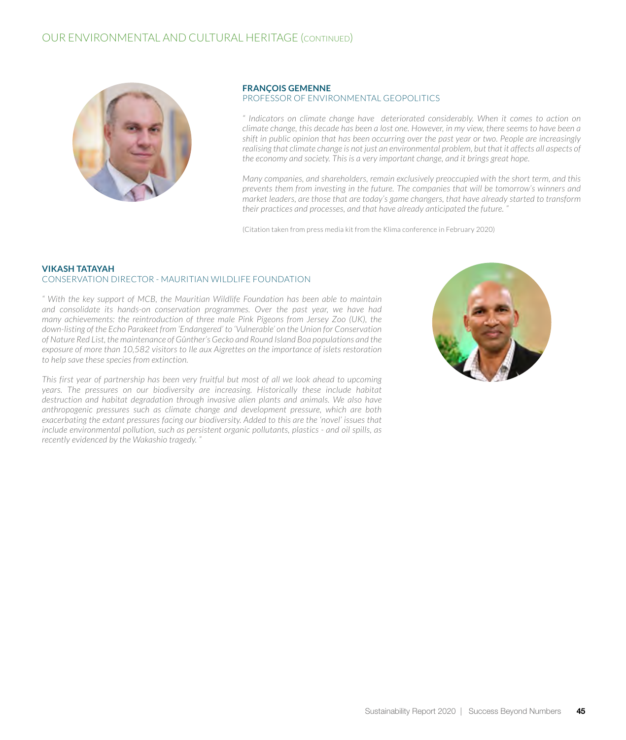## FRANÇOIS GEMENNE

PROFESSOR OF ENVIRONMENTAL GEOPOLITICS

*" Indicators on climate change have deteriorated considerably. When it comes to action on climate change, this decade has been a lost one. However, in my view, there seems to have been a shift in public opinion that has been occurring over the past year or two. People are increasingly realising that climate change is not just an environmental problem, but that it affects all aspects of the economy and society. This is a very important change, and it brings great hope.*

*Many companies, and shareholders, remain exclusively preoccupied with the short term, and this prevents them from investing in the future. The companies that will be tomorrow's winners and market leaders, are those that are today's game changers, that have already started to transform their practices and processes, and that have already anticipated the future. "*

(Citation taken from press media kit from the Klima conference in February 2020)

## VIKASH TATAYAH

CONSERVATION DIRECTOR - MAURITIAN WILDLIFE FOUNDATION

*" With the key support of MCB, the Mauritian Wildlife Foundation has been able to maintain and consolidate its hands-on conservation programmes. Over the past year, we have had many achievements: the reintroduction of three male Pink Pigeons from Jersey Zoo (UK), the down-listing of the Echo Parakeet from 'Endangered' to 'Vulnerable' on the Union for Conservation of Nature Red List, the maintenance of Günther's Gecko and Round Island Boa populations and the exposure of more than 10,582 visitors to Ile aux Aigrettes on the importance of islets restoration to help save these species from extinction.*

*This first year of partnership has been very fruitful but most of all we look ahead to upcoming years. The pressures on our biodiversity are increasing. Historically these include habitat destruction and habitat degradation through invasive alien plants and animals. We also have anthropogenic pressures such as climate change and development pressure, which are both exacerbating the extant pressures facing our biodiversity. Added to this are the 'novel' issues that include environmental pollution, such as persistent organic pollutants, plastics - and oil spills, as recently evidenced by the Wakashio tragedy. "*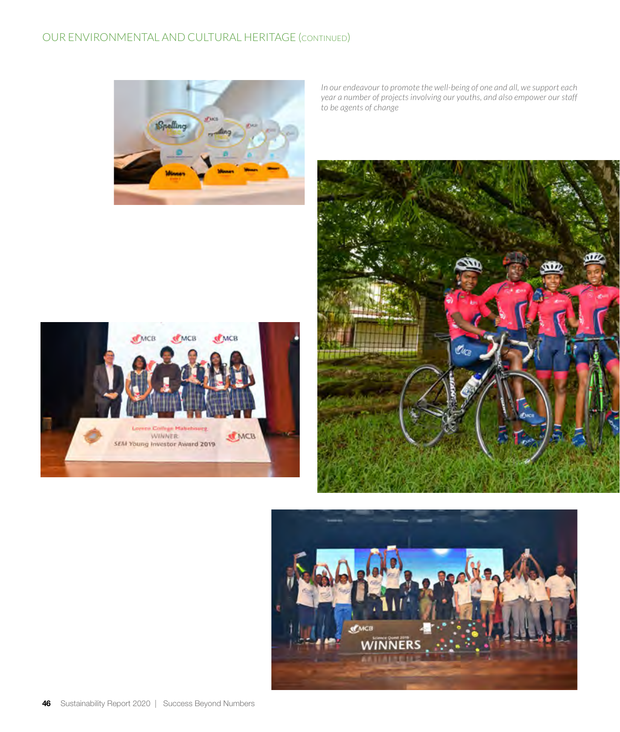*In our endeavour to promote the well-being of one and all, we support each year a number of projects involving our youths, and also empower our staff to be agents of change*